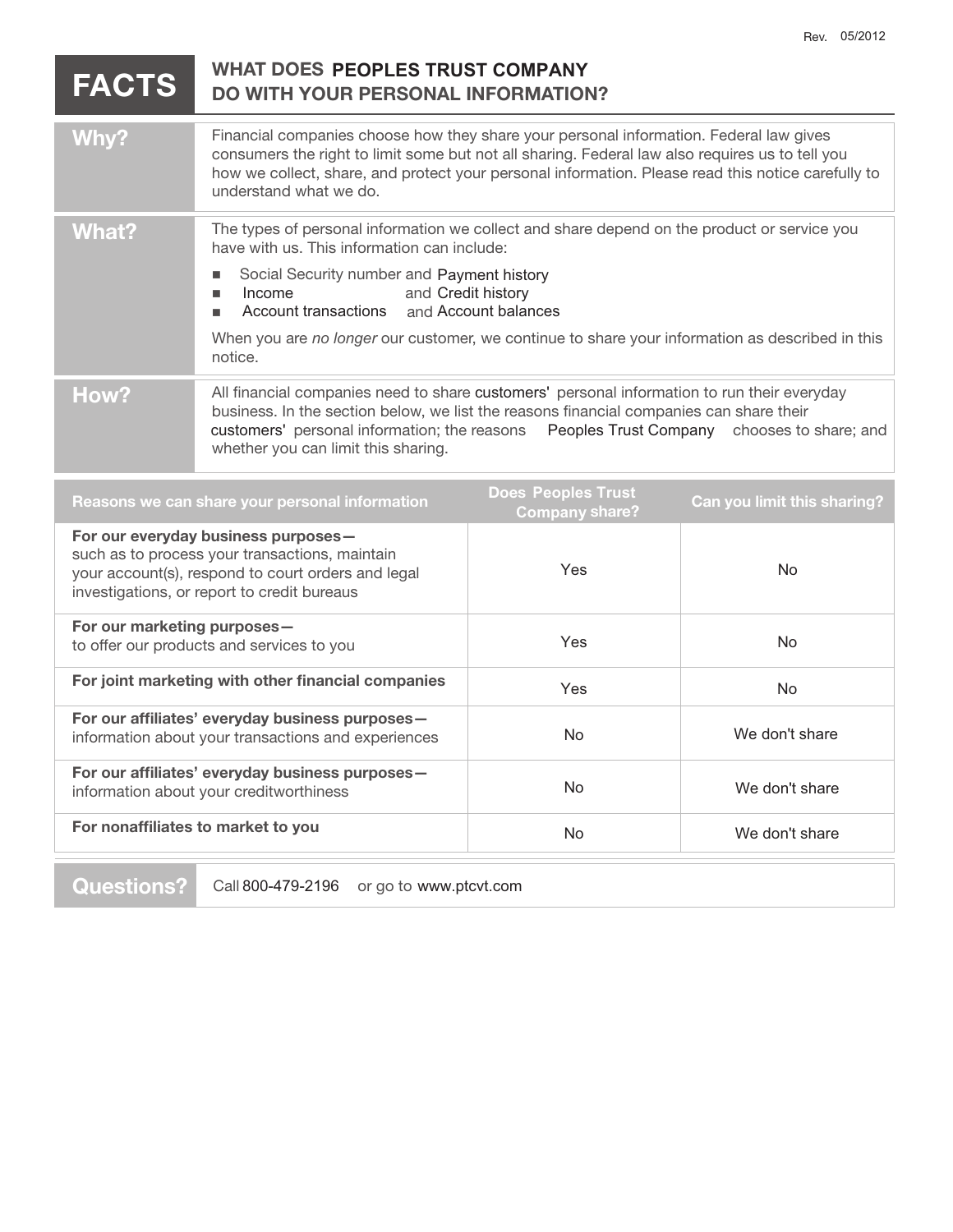Rev. 05/2012

# FACTS — WHAT DOES PEOPLES TRUST COMPANY DO WITH YOUR PERSONAL INFORMATION?

## Why?

Financial companies choose how they share your personal information. Federal law gives consumers the right to limit some but not all sharing. Federal law also requires us to tell you how we collect, share, and protect your personal information. Please read this notice carefully to understand what we do.

## What?

The types of personal information we collect and share depend on the product or service you have with us. This information can include:

- Social Security number and Payment history
- Income and Credit history
- Account transactions and Account balances

When you are *no longer* our customer, we continue to share your information as described in this notice.

## How?

All financial companies need to share customers' personal information to run their everyday business. In the section below, we list the reasons financial companies can share their customers' personal information; the reasons Peoples Trust Company chooses to share; and whether you can limit this sharing.

| Reasons we can share your personal information | Does Peoples Trust Company share? | Can you limit this sharing? |
|---|---|---|
| **For our everyday business purposes—** such as to process your transactions, maintain your account(s), respond to court orders and legal investigations, or report to credit bureaus | Yes | No |
| **For our marketing purposes—** to offer our products and services to you | Yes | No |
| **For joint marketing with other financial companies** | Yes | No |
| **For our affiliates' everyday business purposes—** information about your transactions and experiences | No | We don't share |
| **For our affiliates' everyday business purposes—** information about your creditworthiness | No | We don't share |
| **For nonaffiliates to market to you** | No | We don't share |

## Questions?

Call 800-479-2196 or go to www.ptcvt.com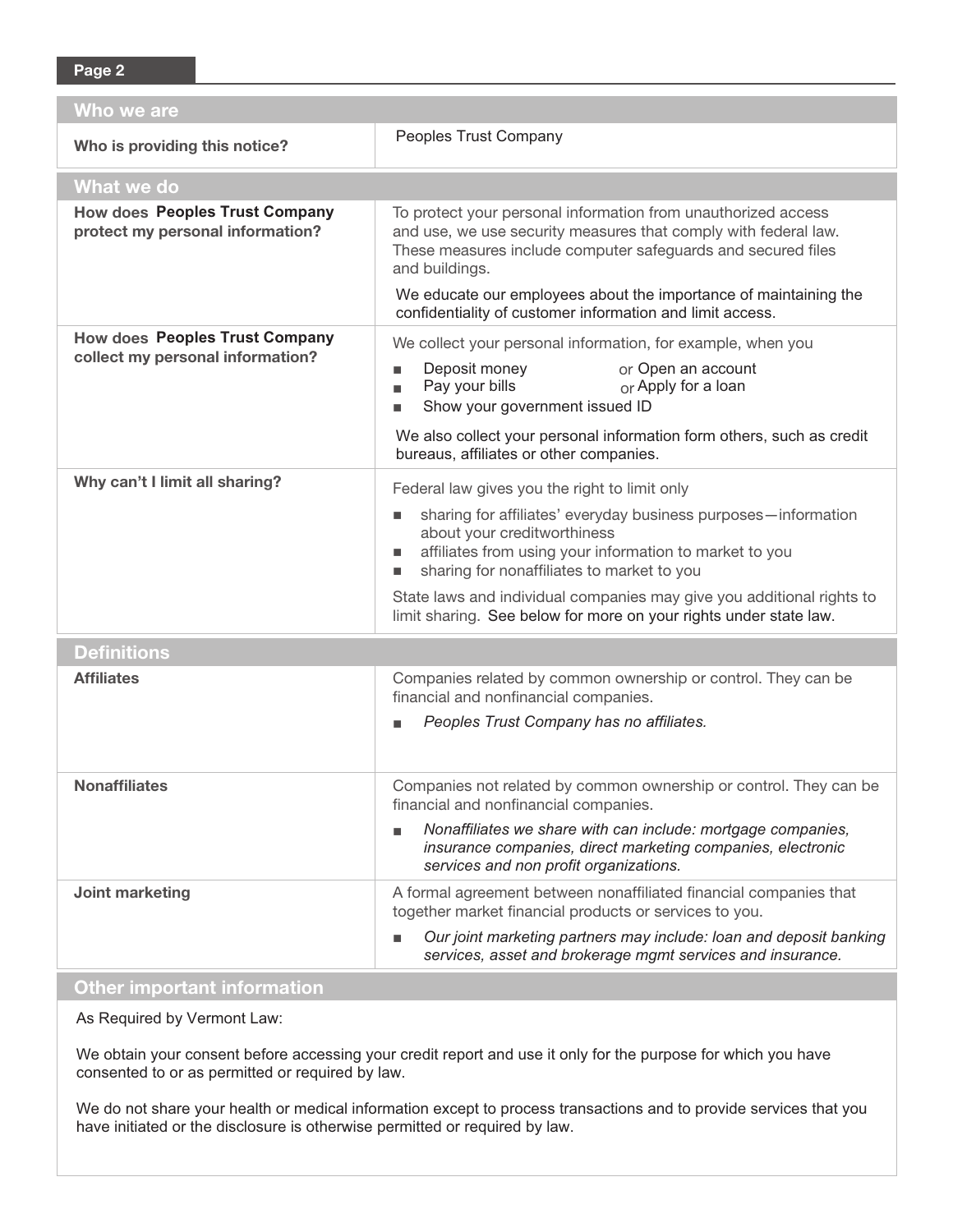## Who we are

| | |
|---|---|
| **Who is providing this notice?** | Peoples Trust Company |

## What we do

| | |
|---|---|
| **How does Peoples Trust Company protect my personal information?** | To protect your personal information from unauthorized access and use, we use security measures that comply with federal law. These measures include computer safeguards and secured files and buildings.<br><br>We educate our employees about the importance of maintaining the confidentiality of customer information and limit access. |
| **How does Peoples Trust Company collect my personal information?** | We collect your personal information, for example, when you<br>■ Deposit money or Open an account<br>■ Pay your bills or Apply for a loan<br>■ Show your government issued ID<br><br>We also collect your personal information form others, such as credit bureaus, affiliates or other companies. |
| **Why can't I limit all sharing?** | Federal law gives you the right to limit only<br>■ sharing for affiliates' everyday business purposes—information about your creditworthiness<br>■ affiliates from using your information to market to you<br>■ sharing for nonaffiliates to market to you<br><br>State laws and individual companies may give you additional rights to limit sharing. See below for more on your rights under state law. |

## Definitions

| | |
|---|---|
| **Affiliates** | Companies related by common ownership or control. They can be financial and nonfinancial companies.<br>■ *Peoples Trust Company has no affiliates.* |
| **Nonaffiliates** | Companies not related by common ownership or control. They can be financial and nonfinancial companies.<br>■ *Nonaffiliates we share with can include: mortgage companies, insurance companies, direct marketing companies, electronic services and non profit organizations.* |
| **Joint marketing** | A formal agreement between nonaffiliated financial companies that together market financial products or services to you.<br>■ *Our joint marketing partners may include: loan and deposit banking services, asset and brokerage mgmt services and insurance.* |

## Other important information

As Required by Vermont Law:

We obtain your consent before accessing your credit report and use it only for the purpose for which you have consented to or as permitted or required by law.

We do not share your health or medical information except to process transactions and to provide services that you have initiated or the disclosure is otherwise permitted or required by law.